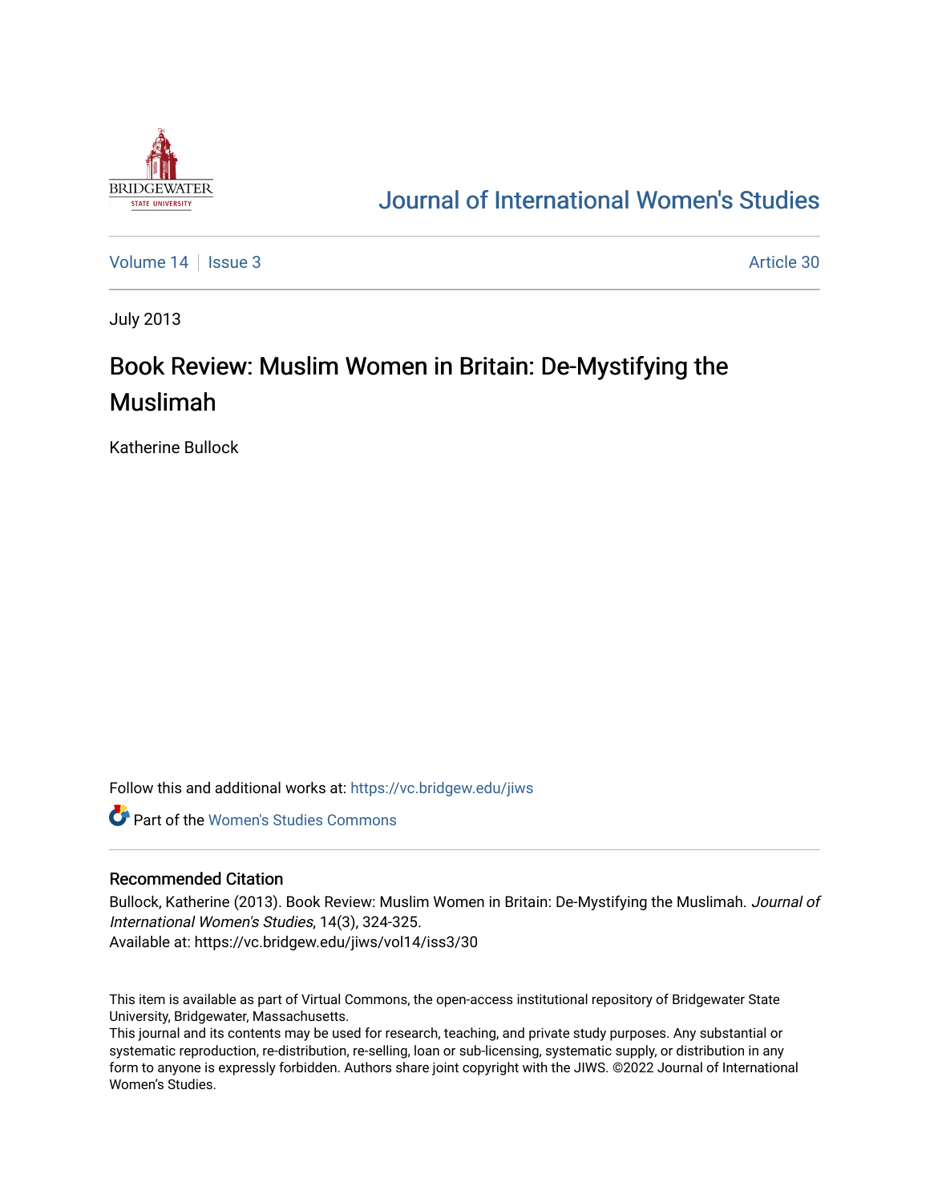Journal of International Women's Studies

Volume 14 | Issue 3 | Article 30

July 2013

# Book Review: Muslim Women in Britain: De-Mystifying the Muslimah

Katherine Bullock

Follow this and additional works at: https://vc.bridgew.edu/jiws

Part of the Women's Studies Commons

## Recommended Citation

Bullock, Katherine (2013). Book Review: Muslim Women in Britain: De-Mystifying the Muslimah. *Journal of International Women's Studies*, 14(3), 324-325.
Available at: https://vc.bridgew.edu/jiws/vol14/iss3/30

This item is available as part of Virtual Commons, the open-access institutional repository of Bridgewater State University, Bridgewater, Massachusetts.
This journal and its contents may be used for research, teaching, and private study purposes. Any substantial or systematic reproduction, re-distribution, re-selling, loan or sub-licensing, systematic supply, or distribution in any form to anyone is expressly forbidden. Authors share joint copyright with the JIWS. ©2022 Journal of International Women's Studies.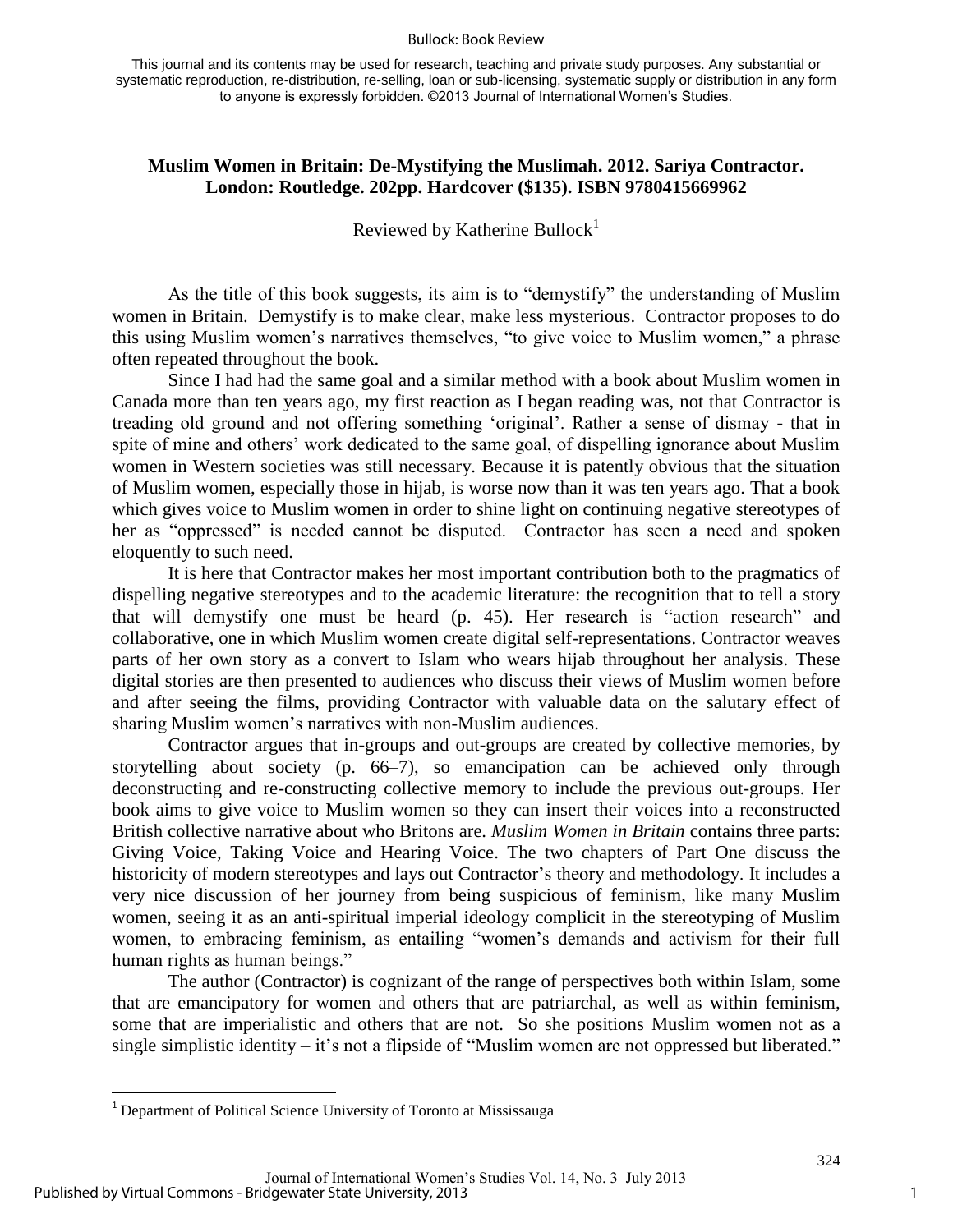This journal and its contents may be used for research, teaching and private study purposes. Any substantial or systematic reproduction, re-distribution, re-selling, loan or sub-licensing, systematic supply or distribution in any form to anyone is expressly forbidden. ©2013 Journal of International Women's Studies.

**Muslim Women in Britain: De-Mystifying the Muslimah. 2012. Sariya Contractor. London: Routledge. 202pp. Hardcover ($135). ISBN 9780415669962**

Reviewed by Katherine Bullock[1]

As the title of this book suggests, its aim is to "demystify" the understanding of Muslim women in Britain. Demystify is to make clear, make less mysterious. Contractor proposes to do this using Muslim women's narratives themselves, "to give voice to Muslim women," a phrase often repeated throughout the book.

Since I had had the same goal and a similar method with a book about Muslim women in Canada more than ten years ago, my first reaction as I began reading was, not that Contractor is treading old ground and not offering something 'original'. Rather a sense of dismay - that in spite of mine and others' work dedicated to the same goal, of dispelling ignorance about Muslim women in Western societies was still necessary. Because it is patently obvious that the situation of Muslim women, especially those in hijab, is worse now than it was ten years ago. That a book which gives voice to Muslim women in order to shine light on continuing negative stereotypes of her as "oppressed" is needed cannot be disputed. Contractor has seen a need and spoken eloquently to such need.

It is here that Contractor makes her most important contribution both to the pragmatics of dispelling negative stereotypes and to the academic literature: the recognition that to tell a story that will demystify one must be heard (p. 45). Her research is "action research" and collaborative, one in which Muslim women create digital self-representations. Contractor weaves parts of her own story as a convert to Islam who wears hijab throughout her analysis. These digital stories are then presented to audiences who discuss their views of Muslim women before and after seeing the films, providing Contractor with valuable data on the salutary effect of sharing Muslim women's narratives with non-Muslim audiences.

Contractor argues that in-groups and out-groups are created by collective memories, by storytelling about society (p. 66–7), so emancipation can be achieved only through deconstructing and re-constructing collective memory to include the previous out-groups. Her book aims to give voice to Muslim women so they can insert their voices into a reconstructed British collective narrative about who Britons are. *Muslim Women in Britain* contains three parts: Giving Voice, Taking Voice and Hearing Voice. The two chapters of Part One discuss the historicity of modern stereotypes and lays out Contractor's theory and methodology. It includes a very nice discussion of her journey from being suspicious of feminism, like many Muslim women, seeing it as an anti-spiritual imperial ideology complicit in the stereotyping of Muslim women, to embracing feminism, as entailing "women's demands and activism for their full human rights as human beings."

The author (Contractor) is cognizant of the range of perspectives both within Islam, some that are emancipatory for women and others that are patriarchal, as well as within feminism, some that are imperialistic and others that are not. So she positions Muslim women not as a single simplistic identity – it's not a flipside of "Muslim women are not oppressed but liberated."

[1] Department of Political Science University of Toronto at Mississauga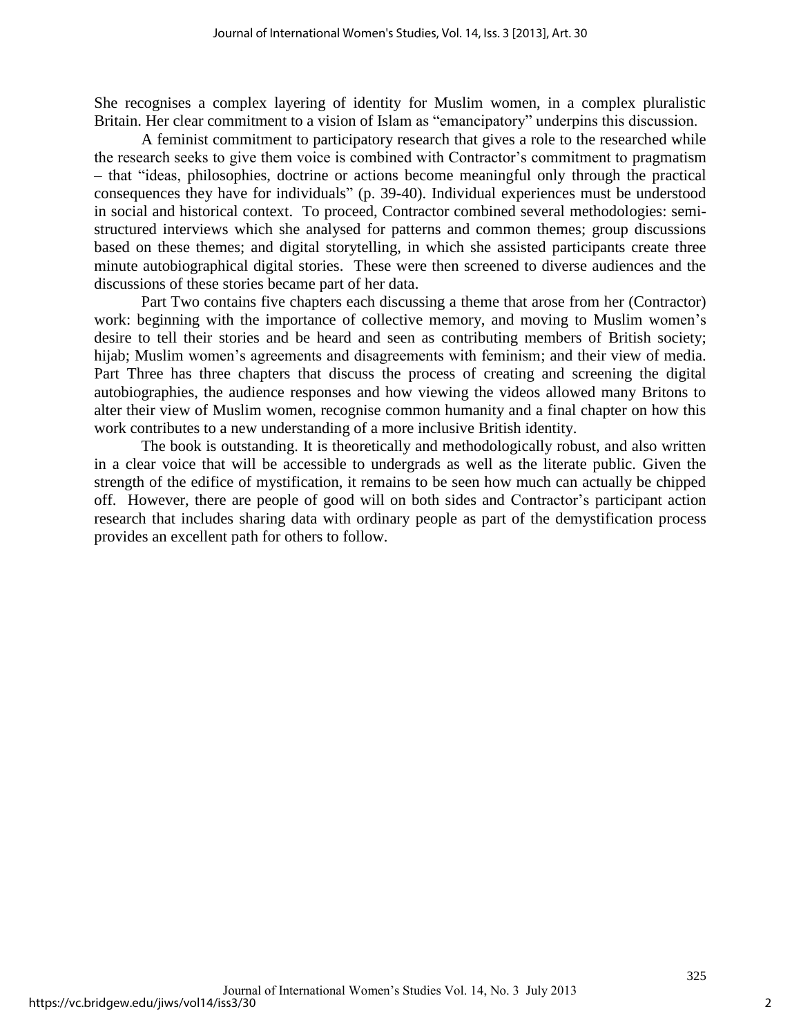She recognises a complex layering of identity for Muslim women, in a complex pluralistic Britain. Her clear commitment to a vision of Islam as "emancipatory" underpins this discussion.

A feminist commitment to participatory research that gives a role to the researched while the research seeks to give them voice is combined with Contractor's commitment to pragmatism – that "ideas, philosophies, doctrine or actions become meaningful only through the practical consequences they have for individuals" (p. 39-40). Individual experiences must be understood in social and historical context. To proceed, Contractor combined several methodologies: semi-structured interviews which she analysed for patterns and common themes; group discussions based on these themes; and digital storytelling, in which she assisted participants create three minute autobiographical digital stories. These were then screened to diverse audiences and the discussions of these stories became part of her data.

Part Two contains five chapters each discussing a theme that arose from her (Contractor) work: beginning with the importance of collective memory, and moving to Muslim women's desire to tell their stories and be heard and seen as contributing members of British society; hijab; Muslim women's agreements and disagreements with feminism; and their view of media. Part Three has three chapters that discuss the process of creating and screening the digital autobiographies, the audience responses and how viewing the videos allowed many Britons to alter their view of Muslim women, recognise common humanity and a final chapter on how this work contributes to a new understanding of a more inclusive British identity.

The book is outstanding. It is theoretically and methodologically robust, and also written in a clear voice that will be accessible to undergrads as well as the literate public. Given the strength of the edifice of mystification, it remains to be seen how much can actually be chipped off. However, there are people of good will on both sides and Contractor's participant action research that includes sharing data with ordinary people as part of the demystification process provides an excellent path for others to follow.